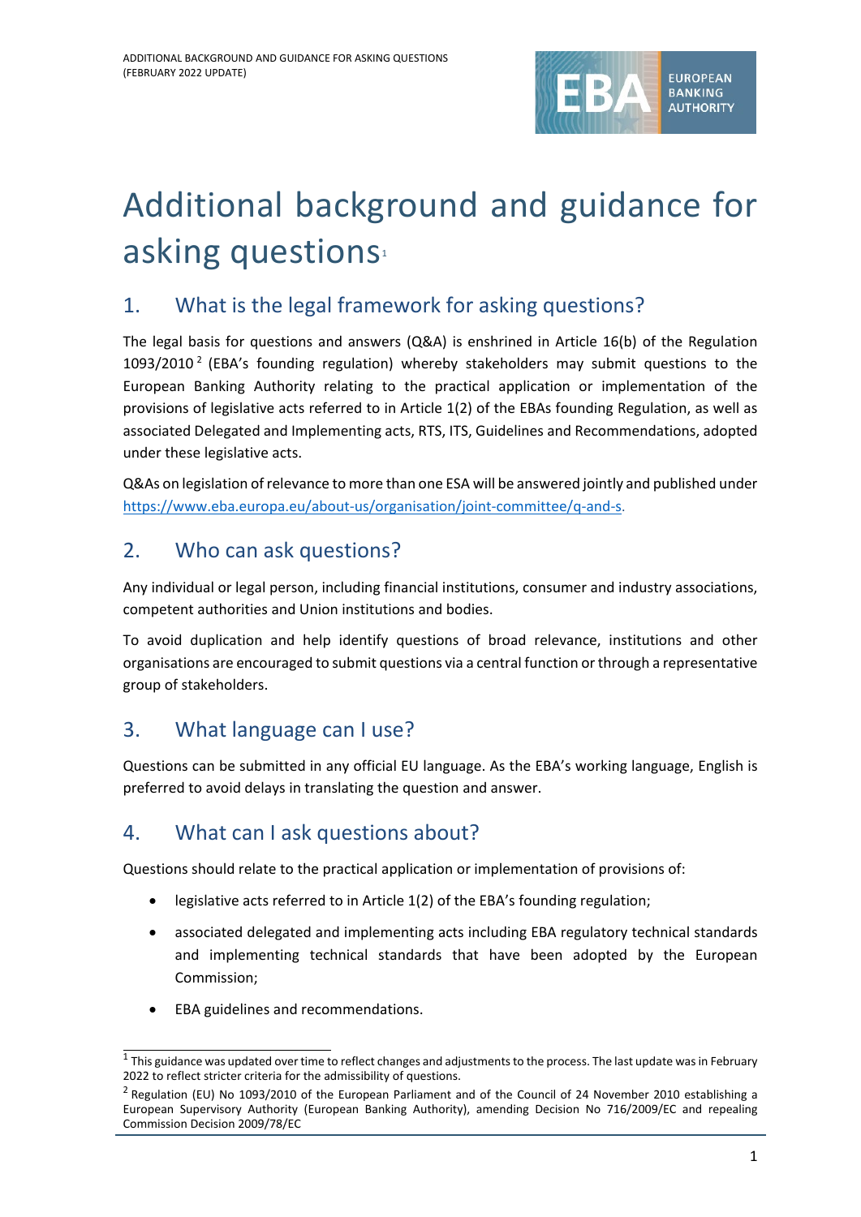# Additional background and guidance for asking questions[1]

## 1. What is the legal framework for asking questions?

The legal basis for questions and answers (Q&A) is enshrined in Article 16(b) of the Regulation 1093/2010[2] (EBA's founding regulation) whereby stakeholders may submit questions to the European Banking Authority relating to the practical application or implementation of the provisions of legislative acts referred to in Article 1(2) of the EBAs founding Regulation, as well as associated Delegated and Implementing acts, RTS, ITS, Guidelines and Recommendations, adopted under these legislative acts.

Q&As on legislation of relevance to more than one ESA will be answered jointly and published under https://www.eba.europa.eu/about-us/organisation/joint-committee/q-and-s.

## 2. Who can ask questions?

Any individual or legal person, including financial institutions, consumer and industry associations, competent authorities and Union institutions and bodies.

To avoid duplication and help identify questions of broad relevance, institutions and other organisations are encouraged to submit questions via a central function or through a representative group of stakeholders.

## 3. What language can I use?

Questions can be submitted in any official EU language. As the EBA's working language, English is preferred to avoid delays in translating the question and answer.

## 4. What can I ask questions about?

Questions should relate to the practical application or implementation of provisions of:

- legislative acts referred to in Article 1(2) of the EBA's founding regulation;
- associated delegated and implementing acts including EBA regulatory technical standards and implementing technical standards that have been adopted by the European Commission;
- EBA guidelines and recommendations.

---

[1] This guidance was updated over time to reflect changes and adjustments to the process. The last update was in February 2022 to reflect stricter criteria for the admissibility of questions.

[2] Regulation (EU) No 1093/2010 of the European Parliament and of the Council of 24 November 2010 establishing a European Supervisory Authority (European Banking Authority), amending Decision No 716/2009/EC and repealing Commission Decision 2009/78/EC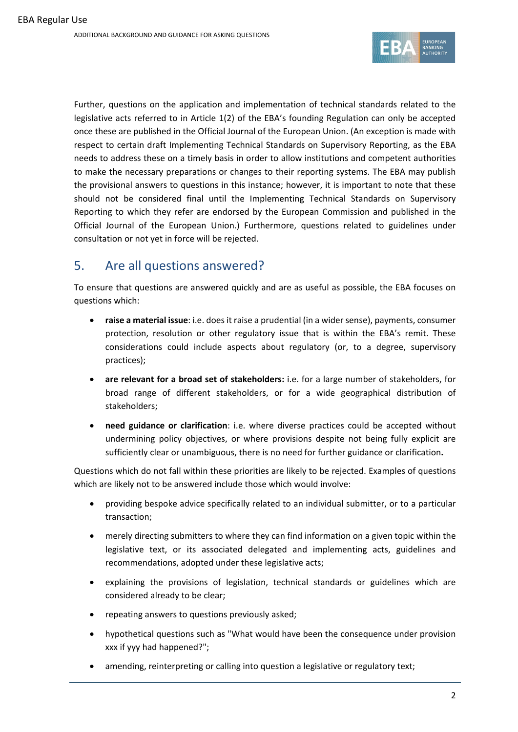Further, questions on the application and implementation of technical standards related to the legislative acts referred to in Article 1(2) of the EBA's founding Regulation can only be accepted once these are published in the Official Journal of the European Union. (An exception is made with respect to certain draft Implementing Technical Standards on Supervisory Reporting, as the EBA needs to address these on a timely basis in order to allow institutions and competent authorities to make the necessary preparations or changes to their reporting systems. The EBA may publish the provisional answers to questions in this instance; however, it is important to note that these should not be considered final until the Implementing Technical Standards on Supervisory Reporting to which they refer are endorsed by the European Commission and published in the Official Journal of the European Union.) Furthermore, questions related to guidelines under consultation or not yet in force will be rejected.

## 5. Are all questions answered?

To ensure that questions are answered quickly and are as useful as possible, the EBA focuses on questions which:

- **raise a material issue**: i.e. does it raise a prudential (in a wider sense), payments, consumer protection, resolution or other regulatory issue that is within the EBA's remit. These considerations could include aspects about regulatory (or, to a degree, supervisory practices);
- **are relevant for a broad set of stakeholders:** i.e. for a large number of stakeholders, for broad range of different stakeholders, or for a wide geographical distribution of stakeholders;
- **need guidance or clarification**: i.e. where diverse practices could be accepted without undermining policy objectives, or where provisions despite not being fully explicit are sufficiently clear or unambiguous, there is no need for further guidance or clarification**.**

Questions which do not fall within these priorities are likely to be rejected. Examples of questions which are likely not to be answered include those which would involve:

- providing bespoke advice specifically related to an individual submitter, or to a particular transaction;
- merely directing submitters to where they can find information on a given topic within the legislative text, or its associated delegated and implementing acts, guidelines and recommendations, adopted under these legislative acts;
- explaining the provisions of legislation, technical standards or guidelines which are considered already to be clear;
- repeating answers to questions previously asked;
- hypothetical questions such as "What would have been the consequence under provision xxx if yyy had happened?";
- amending, reinterpreting or calling into question a legislative or regulatory text;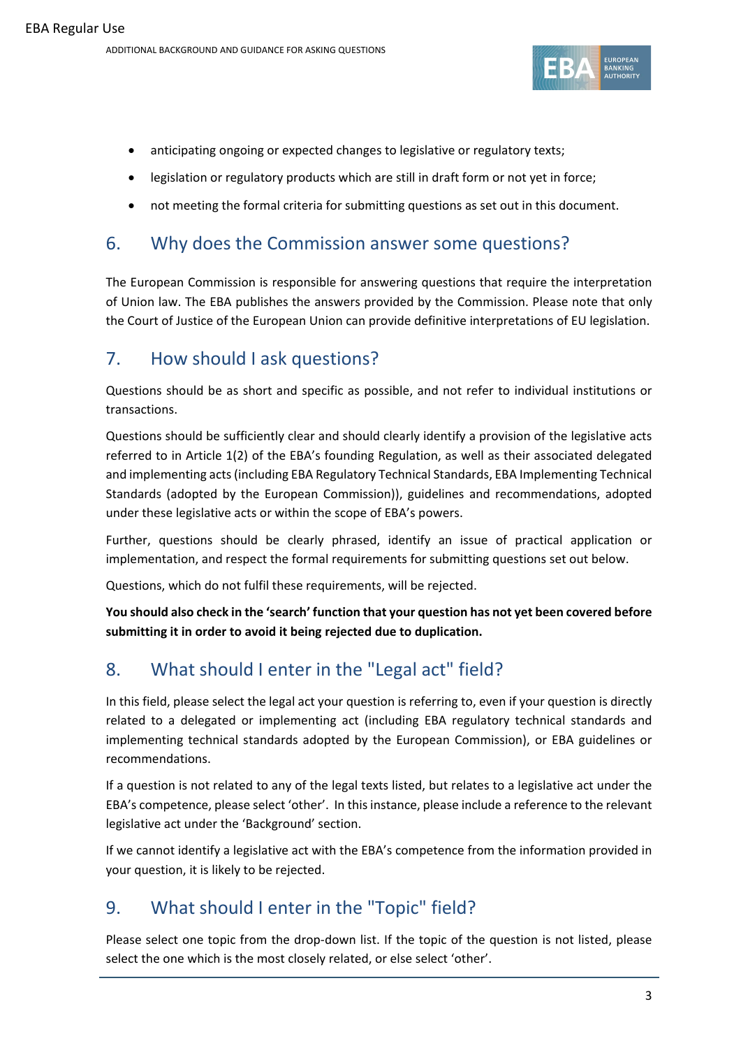- anticipating ongoing or expected changes to legislative or regulatory texts;
- legislation or regulatory products which are still in draft form or not yet in force;
- not meeting the formal criteria for submitting questions as set out in this document.

## 6. Why does the Commission answer some questions?

The European Commission is responsible for answering questions that require the interpretation of Union law. The EBA publishes the answers provided by the Commission. Please note that only the Court of Justice of the European Union can provide definitive interpretations of EU legislation.

## 7. How should I ask questions?

Questions should be as short and specific as possible, and not refer to individual institutions or transactions.

Questions should be sufficiently clear and should clearly identify a provision of the legislative acts referred to in Article 1(2) of the EBA's founding Regulation, as well as their associated delegated and implementing acts (including EBA Regulatory Technical Standards, EBA Implementing Technical Standards (adopted by the European Commission)), guidelines and recommendations, adopted under these legislative acts or within the scope of EBA's powers.

Further, questions should be clearly phrased, identify an issue of practical application or implementation, and respect the formal requirements for submitting questions set out below.

Questions, which do not fulfil these requirements, will be rejected.

**You should also check in the 'search' function that your question has not yet been covered before submitting it in order to avoid it being rejected due to duplication.**

## 8. What should I enter in the "Legal act" field?

In this field, please select the legal act your question is referring to, even if your question is directly related to a delegated or implementing act (including EBA regulatory technical standards and implementing technical standards adopted by the European Commission), or EBA guidelines or recommendations.

If a question is not related to any of the legal texts listed, but relates to a legislative act under the EBA's competence, please select 'other'. In this instance, please include a reference to the relevant legislative act under the 'Background' section.

If we cannot identify a legislative act with the EBA's competence from the information provided in your question, it is likely to be rejected.

## 9. What should I enter in the "Topic" field?

Please select one topic from the drop-down list. If the topic of the question is not listed, please select the one which is the most closely related, or else select 'other'.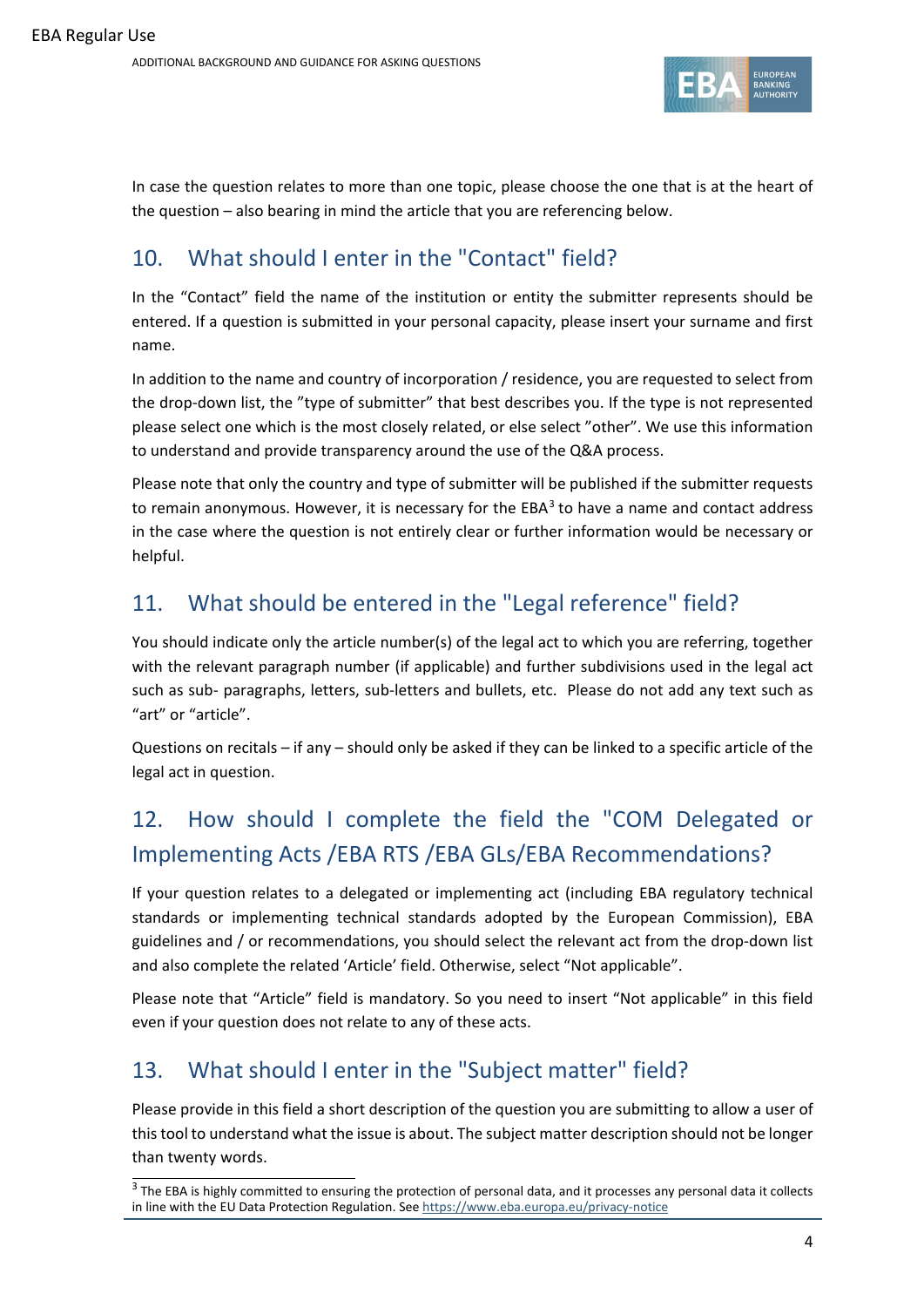In case the question relates to more than one topic, please choose the one that is at the heart of the question – also bearing in mind the article that you are referencing below.

## 10. What should I enter in the "Contact" field?

In the “Contact” field the name of the institution or entity the submitter represents should be entered. If a question is submitted in your personal capacity, please insert your surname and first name.

In addition to the name and country of incorporation / residence, you are requested to select from the drop-down list, the ”type of submitter” that best describes you. If the type is not represented please select one which is the most closely related, or else select ”other”. We use this information to understand and provide transparency around the use of the Q&A process.

Please note that only the country and type of submitter will be published if the submitter requests to remain anonymous. However, it is necessary for the EBA[3] to have a name and contact address in the case where the question is not entirely clear or further information would be necessary or helpful.

## 11. What should be entered in the "Legal reference" field?

You should indicate only the article number(s) of the legal act to which you are referring, together with the relevant paragraph number (if applicable) and further subdivisions used in the legal act such as sub- paragraphs, letters, sub-letters and bullets, etc. Please do not add any text such as “art” or “article”.

Questions on recitals – if any – should only be asked if they can be linked to a specific article of the legal act in question.

## 12. How should I complete the field the "COM Delegated or Implementing Acts /EBA RTS /EBA GLs/EBA Recommendations?

If your question relates to a delegated or implementing act (including EBA regulatory technical standards or implementing technical standards adopted by the European Commission), EBA guidelines and / or recommendations, you should select the relevant act from the drop-down list and also complete the related ‘Article’ field. Otherwise, select “Not applicable”.

Please note that “Article” field is mandatory. So you need to insert “Not applicable” in this field even if your question does not relate to any of these acts.

## 13. What should I enter in the "Subject matter" field?

Please provide in this field a short description of the question you are submitting to allow a user of this tool to understand what the issue is about. The subject matter description should not be longer than twenty words.

[3] The EBA is highly committed to ensuring the protection of personal data, and it processes any personal data it collects in line with the EU Data Protection Regulation. See https://www.eba.europa.eu/privacy-notice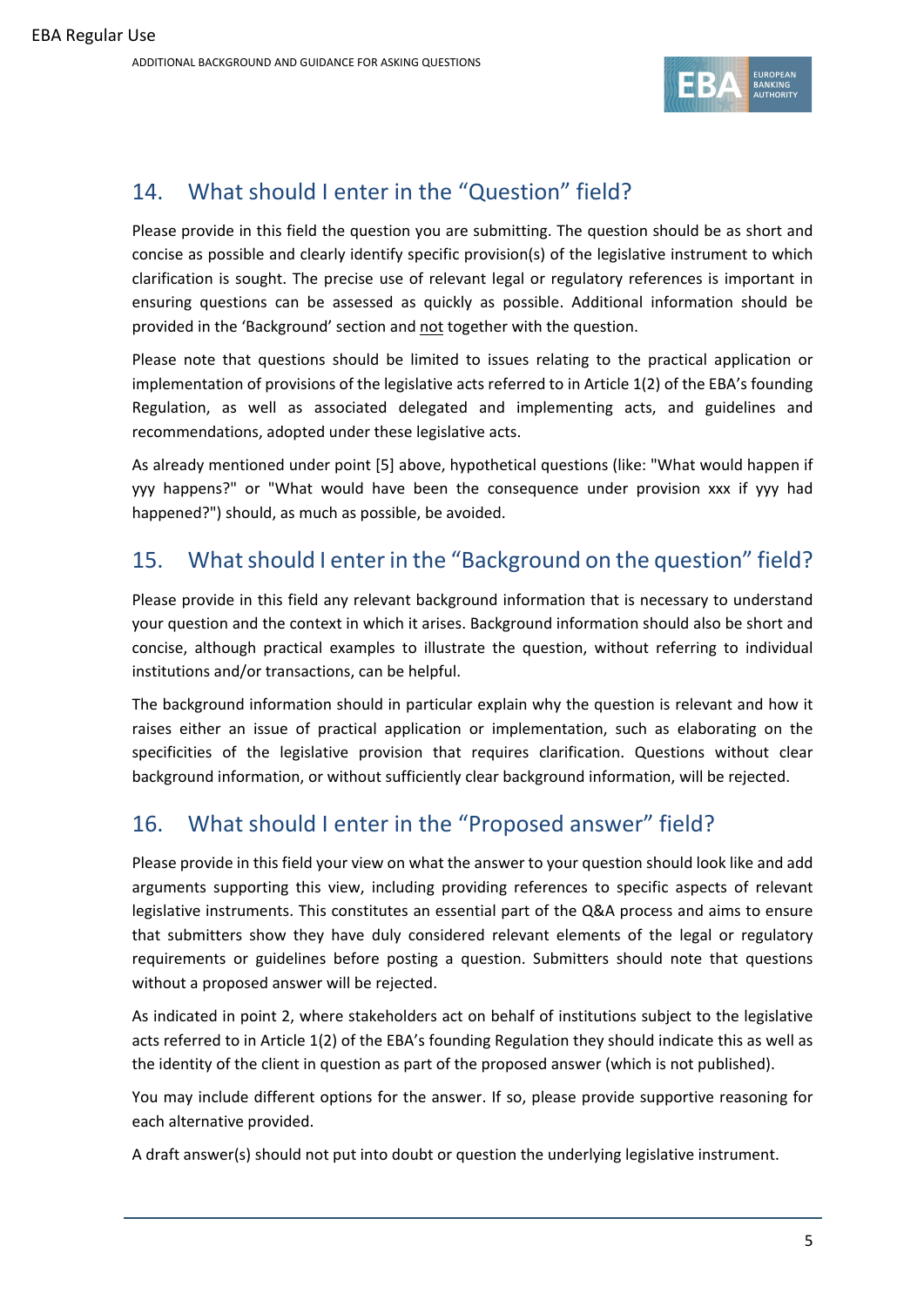## 14. What should I enter in the "Question" field?

Please provide in this field the question you are submitting. The question should be as short and concise as possible and clearly identify specific provision(s) of the legislative instrument to which clarification is sought. The precise use of relevant legal or regulatory references is important in ensuring questions can be assessed as quickly as possible. Additional information should be provided in the 'Background' section and not together with the question.

Please note that questions should be limited to issues relating to the practical application or implementation of provisions of the legislative acts referred to in Article 1(2) of the EBA's founding Regulation, as well as associated delegated and implementing acts, and guidelines and recommendations, adopted under these legislative acts.

As already mentioned under point [5] above, hypothetical questions (like: "What would happen if yyy happens?" or "What would have been the consequence under provision xxx if yyy had happened?") should, as much as possible, be avoided.

## 15. What should I enter in the "Background on the question" field?

Please provide in this field any relevant background information that is necessary to understand your question and the context in which it arises. Background information should also be short and concise, although practical examples to illustrate the question, without referring to individual institutions and/or transactions, can be helpful.

The background information should in particular explain why the question is relevant and how it raises either an issue of practical application or implementation, such as elaborating on the specificities of the legislative provision that requires clarification. Questions without clear background information, or without sufficiently clear background information, will be rejected.

## 16. What should I enter in the "Proposed answer" field?

Please provide in this field your view on what the answer to your question should look like and add arguments supporting this view, including providing references to specific aspects of relevant legislative instruments. This constitutes an essential part of the Q&A process and aims to ensure that submitters show they have duly considered relevant elements of the legal or regulatory requirements or guidelines before posting a question. Submitters should note that questions without a proposed answer will be rejected.

As indicated in point 2, where stakeholders act on behalf of institutions subject to the legislative acts referred to in Article 1(2) of the EBA's founding Regulation they should indicate this as well as the identity of the client in question as part of the proposed answer (which is not published).

You may include different options for the answer. If so, please provide supportive reasoning for each alternative provided.

A draft answer(s) should not put into doubt or question the underlying legislative instrument.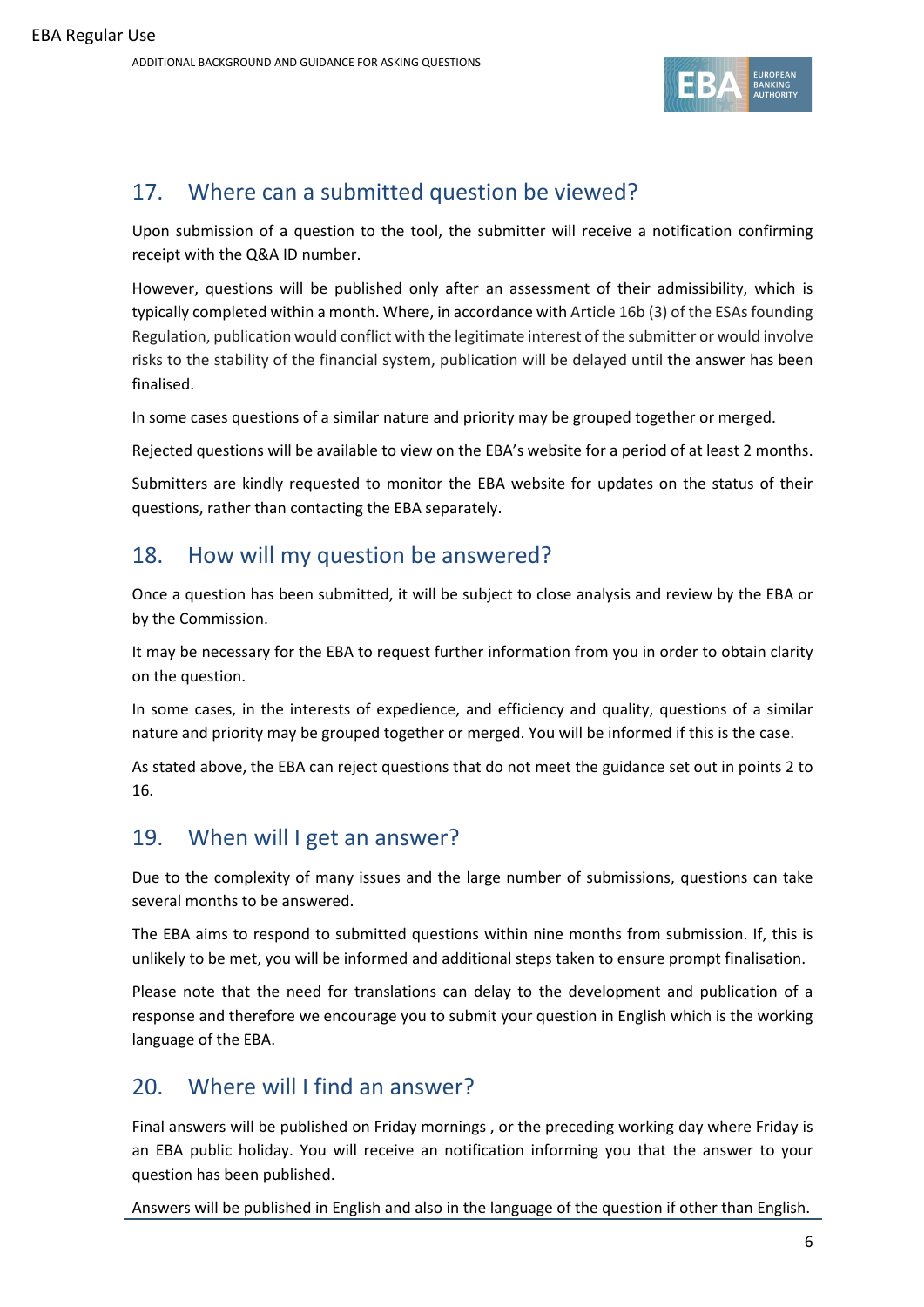## 17. Where can a submitted question be viewed?

Upon submission of a question to the tool, the submitter will receive a notification confirming receipt with the Q&A ID number.

However, questions will be published only after an assessment of their admissibility, which is typically completed within a month. Where, in accordance with Article 16b (3) of the ESAs founding Regulation, publication would conflict with the legitimate interest of the submitter or would involve risks to the stability of the financial system, publication will be delayed until the answer has been finalised.

In some cases questions of a similar nature and priority may be grouped together or merged.

Rejected questions will be available to view on the EBA's website for a period of at least 2 months.

Submitters are kindly requested to monitor the EBA website for updates on the status of their questions, rather than contacting the EBA separately.

## 18. How will my question be answered?

Once a question has been submitted, it will be subject to close analysis and review by the EBA or by the Commission.

It may be necessary for the EBA to request further information from you in order to obtain clarity on the question.

In some cases, in the interests of expedience, and efficiency and quality, questions of a similar nature and priority may be grouped together or merged. You will be informed if this is the case.

As stated above, the EBA can reject questions that do not meet the guidance set out in points 2 to 16.

## 19. When will I get an answer?

Due to the complexity of many issues and the large number of submissions, questions can take several months to be answered.

The EBA aims to respond to submitted questions within nine months from submission. If, this is unlikely to be met, you will be informed and additional steps taken to ensure prompt finalisation.

Please note that the need for translations can delay to the development and publication of a response and therefore we encourage you to submit your question in English which is the working language of the EBA.

## 20. Where will I find an answer?

Final answers will be published on Friday mornings , or the preceding working day where Friday is an EBA public holiday. You will receive an notification informing you that the answer to your question has been published.

Answers will be published in English and also in the language of the question if other than English.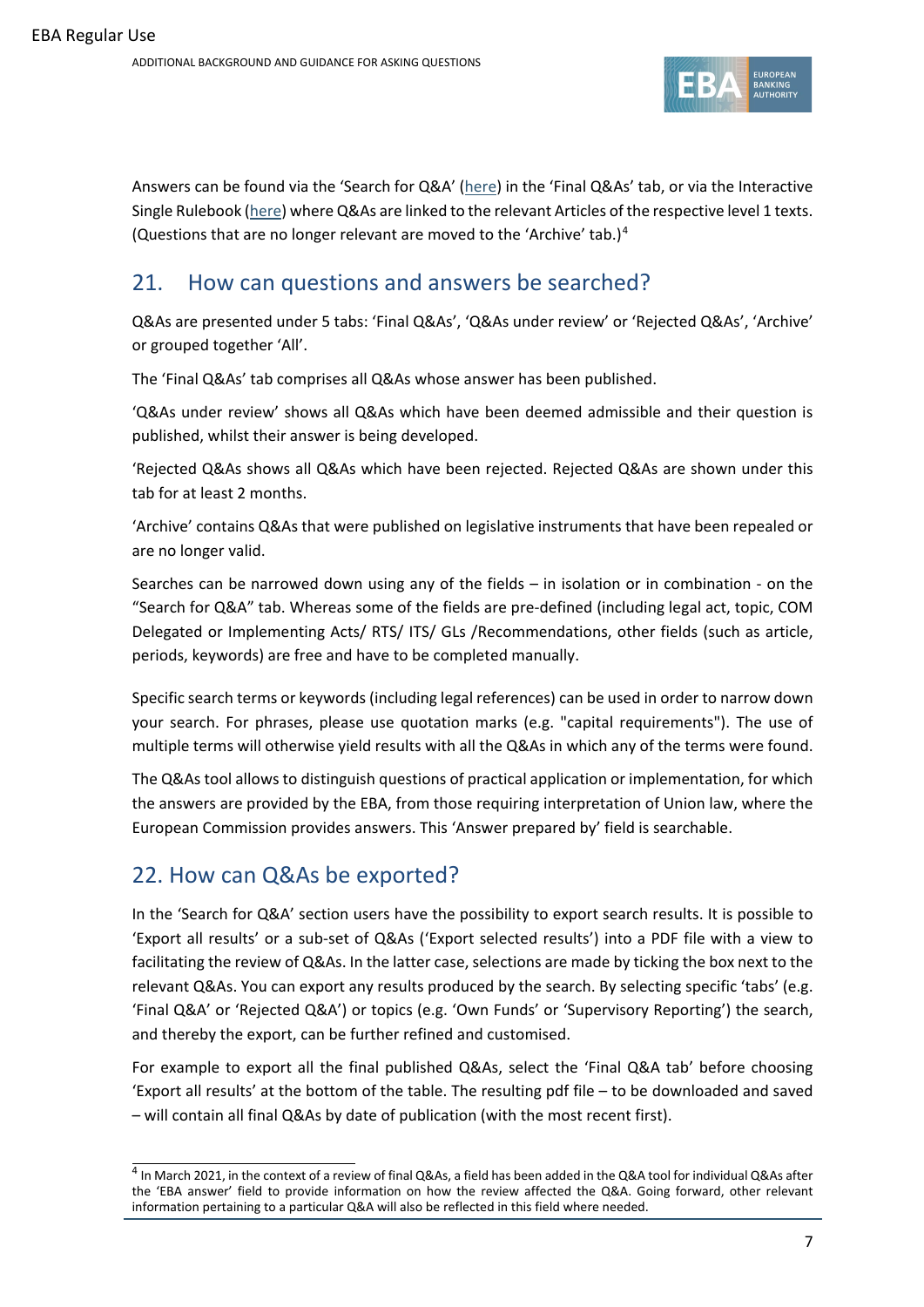Answers can be found via the 'Search for Q&A' (here) in the 'Final Q&As' tab, or via the Interactive Single Rulebook (here) where Q&As are linked to the relevant Articles of the respective level 1 texts. (Questions that are no longer relevant are moved to the 'Archive' tab.)[4]

## 21. How can questions and answers be searched?

Q&As are presented under 5 tabs: 'Final Q&As', 'Q&As under review' or 'Rejected Q&As', 'Archive' or grouped together 'All'.

The 'Final Q&As' tab comprises all Q&As whose answer has been published.

'Q&As under review' shows all Q&As which have been deemed admissible and their question is published, whilst their answer is being developed.

'Rejected Q&As shows all Q&As which have been rejected. Rejected Q&As are shown under this tab for at least 2 months.

'Archive' contains Q&As that were published on legislative instruments that have been repealed or are no longer valid.

Searches can be narrowed down using any of the fields – in isolation or in combination - on the "Search for Q&A" tab. Whereas some of the fields are pre-defined (including legal act, topic, COM Delegated or Implementing Acts/ RTS/ ITS/ GLs /Recommendations, other fields (such as article, periods, keywords) are free and have to be completed manually.

Specific search terms or keywords (including legal references) can be used in order to narrow down your search. For phrases, please use quotation marks (e.g. "capital requirements"). The use of multiple terms will otherwise yield results with all the Q&As in which any of the terms were found.

The Q&As tool allows to distinguish questions of practical application or implementation, for which the answers are provided by the EBA, from those requiring interpretation of Union law, where the European Commission provides answers. This 'Answer prepared by' field is searchable.

## 22. How can Q&As be exported?

In the 'Search for Q&A' section users have the possibility to export search results. It is possible to 'Export all results' or a sub-set of Q&As ('Export selected results') into a PDF file with a view to facilitating the review of Q&As. In the latter case, selections are made by ticking the box next to the relevant Q&As. You can export any results produced by the search. By selecting specific 'tabs' (e.g. 'Final Q&A' or 'Rejected Q&A') or topics (e.g. 'Own Funds' or 'Supervisory Reporting') the search, and thereby the export, can be further refined and customised.

For example to export all the final published Q&As, select the 'Final Q&A tab' before choosing 'Export all results' at the bottom of the table. The resulting pdf file – to be downloaded and saved – will contain all final Q&As by date of publication (with the most recent first).

---

[4] In March 2021, in the context of a review of final Q&As, a field has been added in the Q&A tool for individual Q&As after the 'EBA answer' field to provide information on how the review affected the Q&A. Going forward, other relevant information pertaining to a particular Q&A will also be reflected in this field where needed.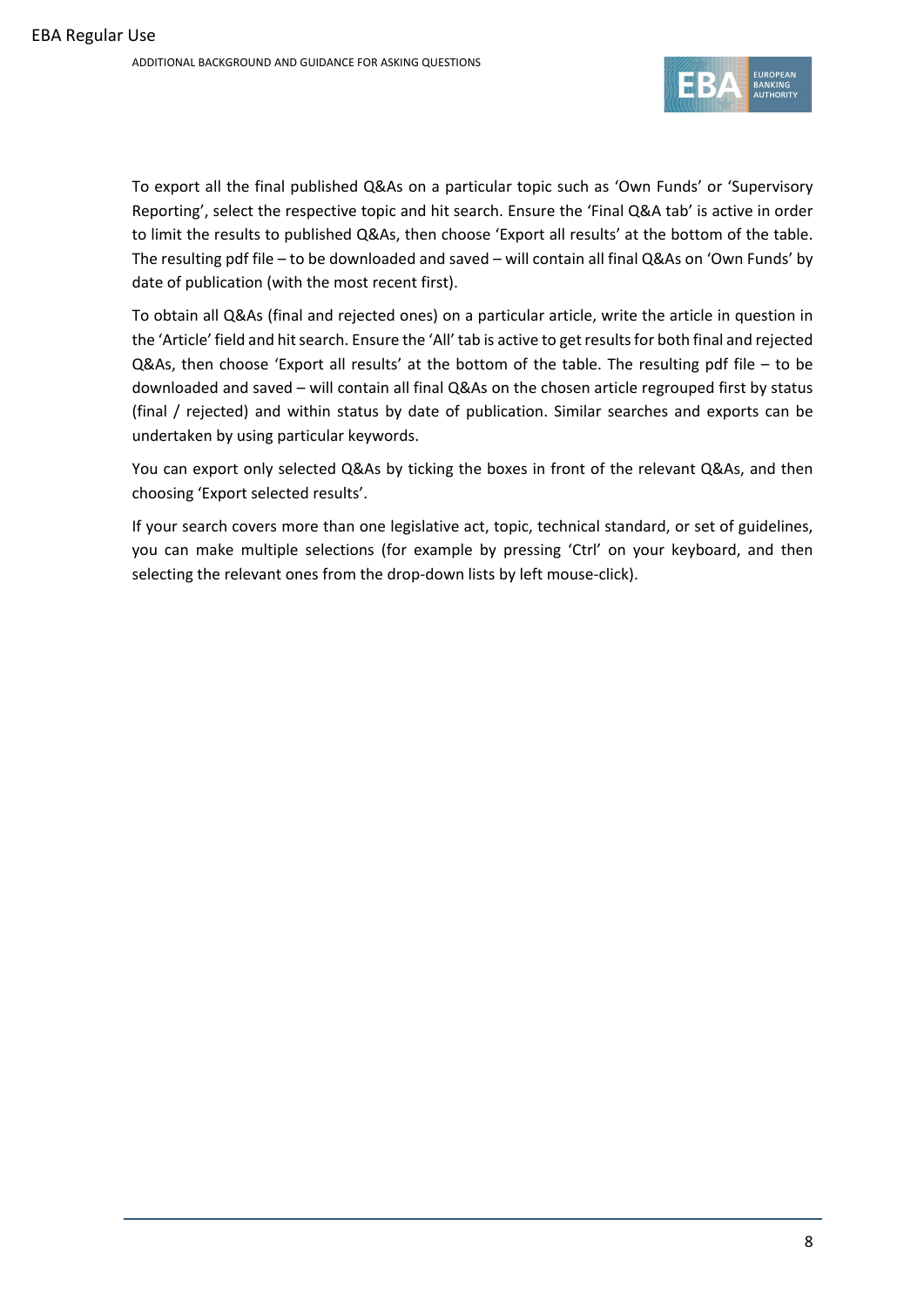To export all the final published Q&As on a particular topic such as 'Own Funds' or 'Supervisory Reporting', select the respective topic and hit search. Ensure the 'Final Q&A tab' is active in order to limit the results to published Q&As, then choose 'Export all results' at the bottom of the table. The resulting pdf file – to be downloaded and saved – will contain all final Q&As on 'Own Funds' by date of publication (with the most recent first).

To obtain all Q&As (final and rejected ones) on a particular article, write the article in question in the 'Article' field and hit search. Ensure the 'All' tab is active to get results for both final and rejected Q&As, then choose 'Export all results' at the bottom of the table. The resulting pdf file – to be downloaded and saved – will contain all final Q&As on the chosen article regrouped first by status (final / rejected) and within status by date of publication. Similar searches and exports can be undertaken by using particular keywords.

You can export only selected Q&As by ticking the boxes in front of the relevant Q&As, and then choosing 'Export selected results'.

If your search covers more than one legislative act, topic, technical standard, or set of guidelines, you can make multiple selections (for example by pressing 'Ctrl' on your keyboard, and then selecting the relevant ones from the drop-down lists by left mouse-click).